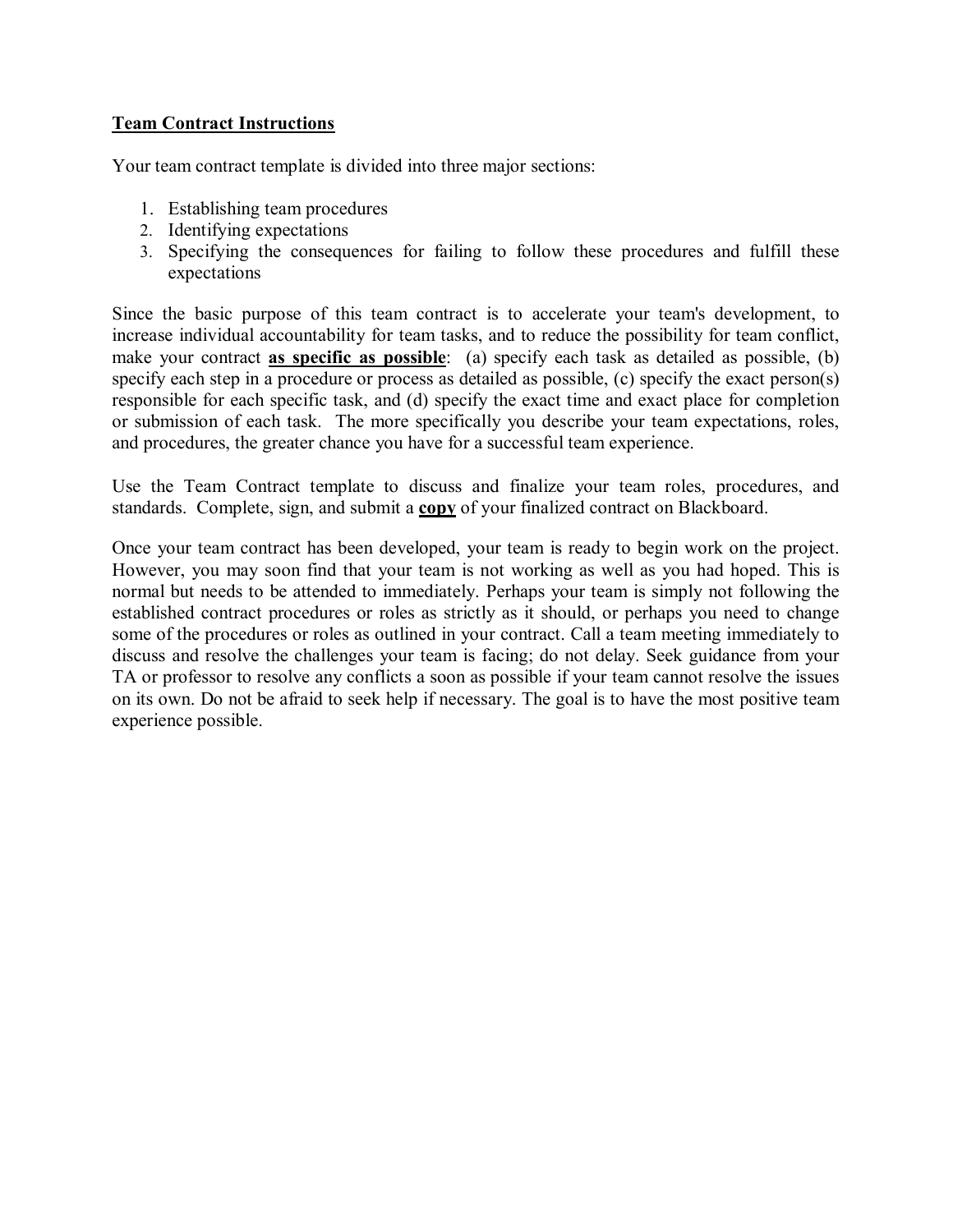<u>**Team Contract Instructions**</u>

Your team contract template is divided into three major sections:

1. Establishing team procedures
2. Identifying expectations
3. Specifying the consequences for failing to follow these procedures and fulfill these expectations

Since the basic purpose of this team contract is to accelerate your team's development, to increase individual accountability for team tasks, and to reduce the possibility for team conflict, make your contract <u>**as specific as possible**</u>: (a) specify each task as detailed as possible, (b) specify each step in a procedure or process as detailed as possible, (c) specify the exact person(s) responsible for each specific task, and (d) specify the exact time and exact place for completion or submission of each task. The more specifically you describe your team expectations, roles, and procedures, the greater chance you have for a successful team experience.

Use the Team Contract template to discuss and finalize your team roles, procedures, and standards. Complete, sign, and submit a <u>**copy**</u> of your finalized contract on Blackboard.

Once your team contract has been developed, your team is ready to begin work on the project. However, you may soon find that your team is not working as well as you had hoped. This is normal but needs to be attended to immediately. Perhaps your team is simply not following the established contract procedures or roles as strictly as it should, or perhaps you need to change some of the procedures or roles as outlined in your contract. Call a team meeting immediately to discuss and resolve the challenges your team is facing; do not delay. Seek guidance from your TA or professor to resolve any conflicts a soon as possible if your team cannot resolve the issues on its own. Do not be afraid to seek help if necessary. The goal is to have the most positive team experience possible.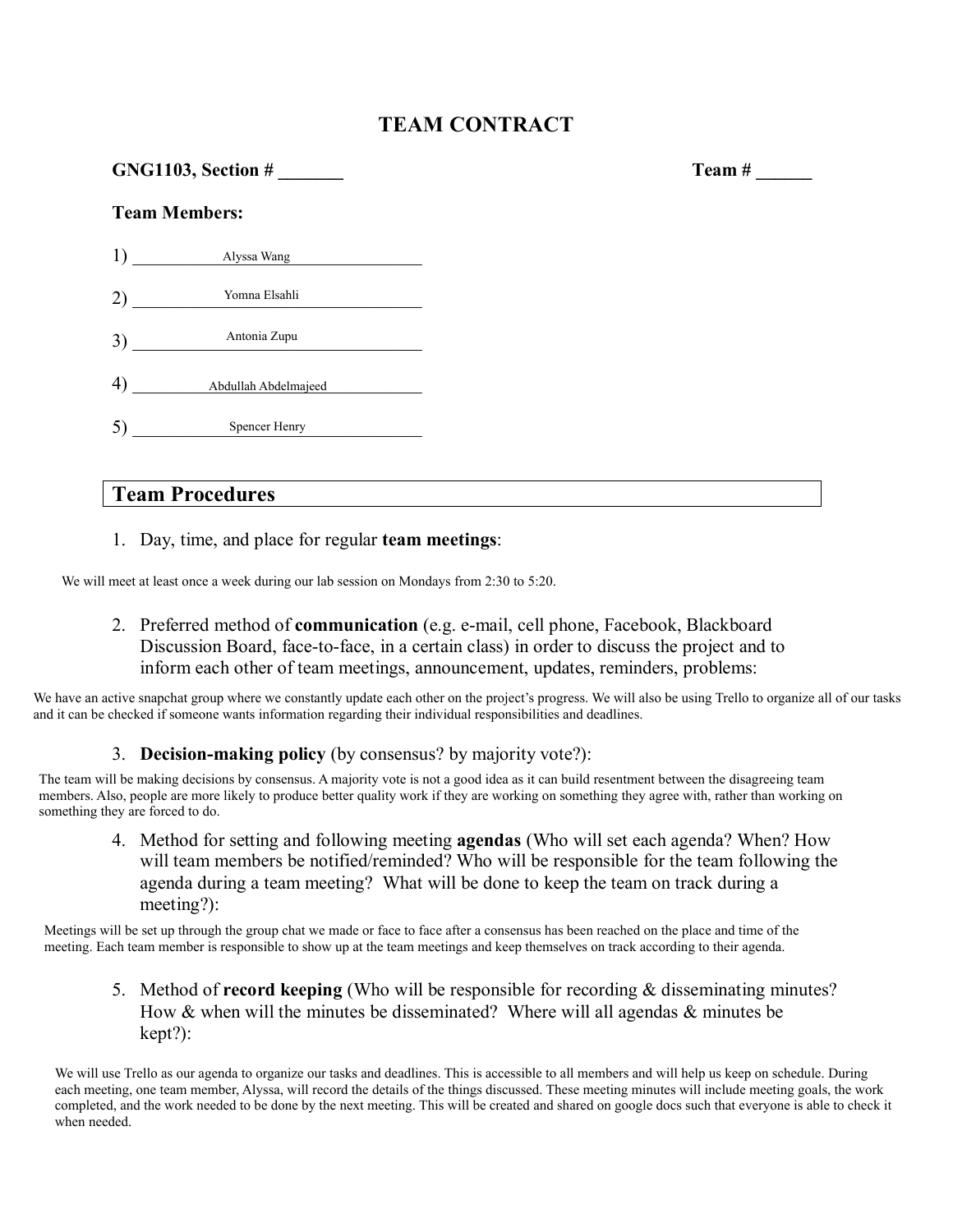# TEAM CONTRACT

**GNG1103, Section # _______** **Team # ______**

**Team Members:**

1) Alyssa Wang
2) Yomna Elsahli
3) Antonia Zupu
4) Abdullah Abdelmajeed
5) Spencer Henry

## Team Procedures

1. Day, time, and place for regular **team meetings**:

We will meet at least once a week during our lab session on Mondays from 2:30 to 5:20.

2. Preferred method of **communication** (e.g. e-mail, cell phone, Facebook, Blackboard Discussion Board, face-to-face, in a certain class) in order to discuss the project and to inform each other of team meetings, announcement, updates, reminders, problems:

We have an active snapchat group where we constantly update each other on the project's progress. We will also be using Trello to organize all of our tasks and it can be checked if someone wants information regarding their individual responsibilities and deadlines.

3. **Decision-making policy** (by consensus? by majority vote?):

The team will be making decisions by consensus. A majority vote is not a good idea as it can build resentment between the disagreeing team members. Also, people are more likely to produce better quality work if they are working on something they agree with, rather than working on something they are forced to do.

4. Method for setting and following meeting **agendas** (Who will set each agenda? When? How will team members be notified/reminded? Who will be responsible for the team following the agenda during a team meeting? What will be done to keep the team on track during a meeting?):

Meetings will be set up through the group chat we made or face to face after a consensus has been reached on the place and time of the meeting. Each team member is responsible to show up at the team meetings and keep themselves on track according to their agenda.

5. Method of **record keeping** (Who will be responsible for recording & disseminating minutes? How & when will the minutes be disseminated? Where will all agendas & minutes be kept?):

We will use Trello as our agenda to organize our tasks and deadlines. This is accessible to all members and will help us keep on schedule. During each meeting, one team member, Alyssa, will record the details of the things discussed. These meeting minutes will include meeting goals, the work completed, and the work needed to be done by the next meeting. This will be created and shared on google docs such that everyone is able to check it when needed.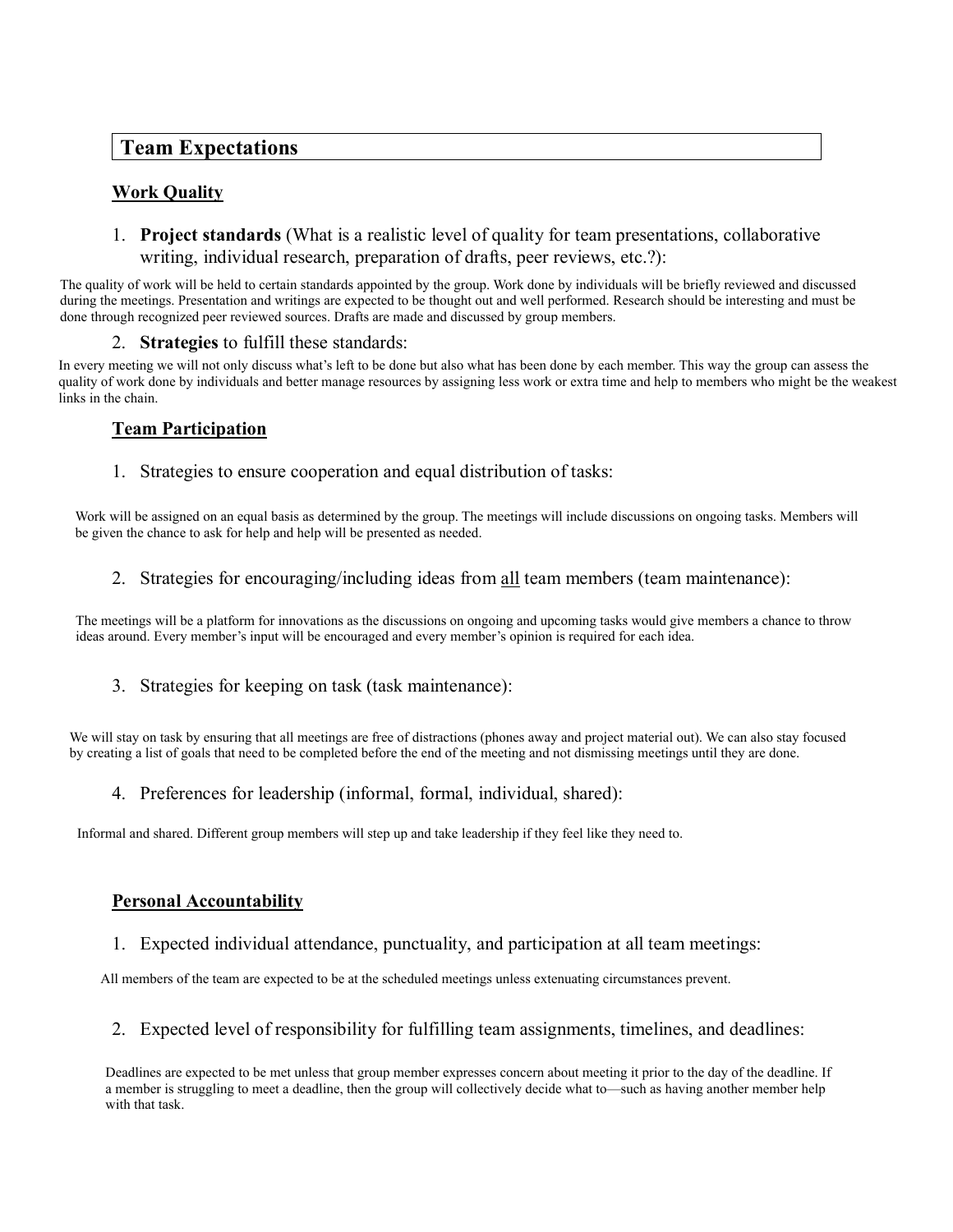## Team Expectations

### Work Quality

1. **Project standards** (What is a realistic level of quality for team presentations, collaborative writing, individual research, preparation of drafts, peer reviews, etc.?):

The quality of work will be held to certain standards appointed by the group. Work done by individuals will be briefly reviewed and discussed during the meetings. Presentation and writings are expected to be thought out and well performed. Research should be interesting and must be done through recognized peer reviewed sources. Drafts are made and discussed by group members.

2. **Strategies** to fulfill these standards:

In every meeting we will not only discuss what's left to be done but also what has been done by each member. This way the group can assess the quality of work done by individuals and better manage resources by assigning less work or extra time and help to members who might be the weakest links in the chain.

### Team Participation

1. Strategies to ensure cooperation and equal distribution of tasks:

Work will be assigned on an equal basis as determined by the group. The meetings will include discussions on ongoing tasks. Members will be given the chance to ask for help and help will be presented as needed.

2. Strategies for encouraging/including ideas from <u>all</u> team members (team maintenance):

The meetings will be a platform for innovations as the discussions on ongoing and upcoming tasks would give members a chance to throw ideas around. Every member's input will be encouraged and every member's opinion is required for each idea.

3. Strategies for keeping on task (task maintenance):

We will stay on task by ensuring that all meetings are free of distractions (phones away and project material out). We can also stay focused by creating a list of goals that need to be completed before the end of the meeting and not dismissing meetings until they are done.

4. Preferences for leadership (informal, formal, individual, shared):

Informal and shared. Different group members will step up and take leadership if they feel like they need to.

### Personal Accountability

1. Expected individual attendance, punctuality, and participation at all team meetings:

All members of the team are expected to be at the scheduled meetings unless extenuating circumstances prevent.

2. Expected level of responsibility for fulfilling team assignments, timelines, and deadlines:

Deadlines are expected to be met unless that group member expresses concern about meeting it prior to the day of the deadline. If a member is struggling to meet a deadline, then the group will collectively decide what to—such as having another member help with that task.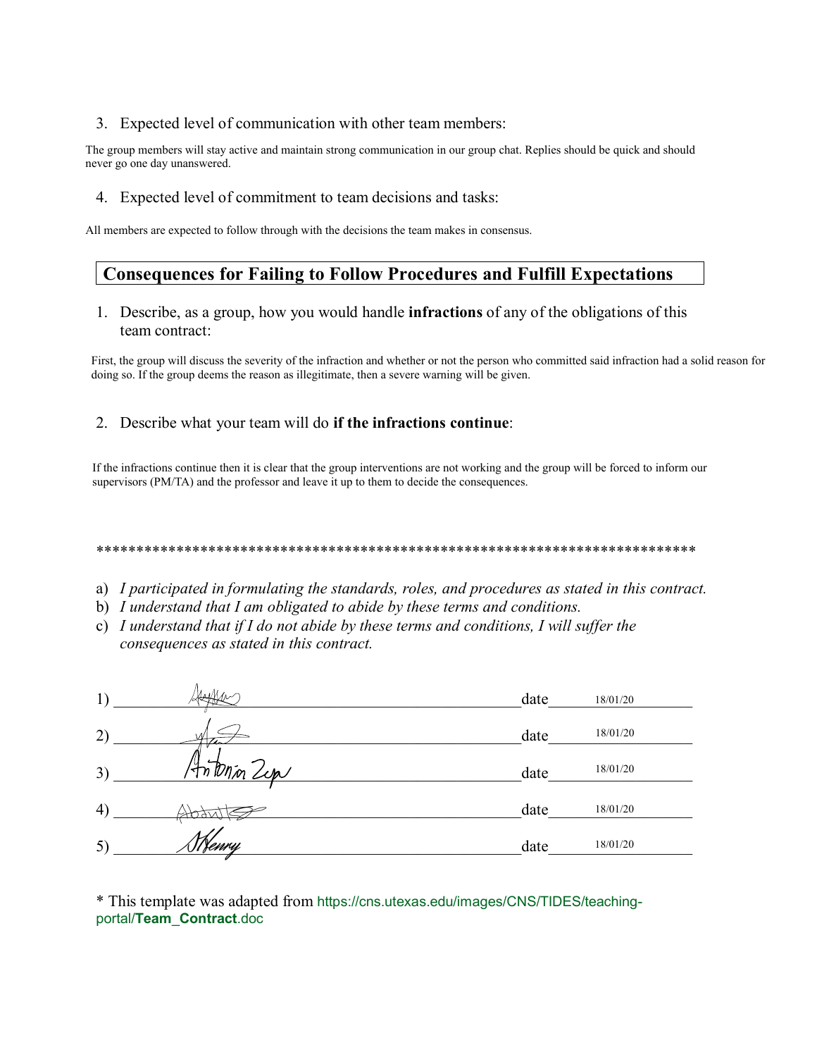3. Expected level of communication with other team members:

The group members will stay active and maintain strong communication in our group chat. Replies should be quick and should never go one day unanswered.

4. Expected level of commitment to team decisions and tasks:

All members are expected to follow through with the decisions the team makes in consensus.

## Consequences for Failing to Follow Procedures and Fulfill Expectations

1. Describe, as a group, how you would handle **infractions** of any of the obligations of this team contract:

First, the group will discuss the severity of the infraction and whether or not the person who committed said infraction had a solid reason for doing so. If the group deems the reason as illegitimate, then a severe warning will be given.

2. Describe what your team will do **if the infractions continue**:

If the infractions continue then it is clear that the group interventions are not working and the group will be forced to inform our supervisors (PM/TA) and the professor and leave it up to them to decide the consequences.

******************************************************************************

a) *I participated in formulating the standards, roles, and procedures as stated in this contract.*
b) *I understand that I am obligated to abide by these terms and conditions.*
c) *I understand that if I do not abide by these terms and conditions, I will suffer the consequences as stated in this contract.*

1) ____________________ date 18/01/20

2) ____________________ date 18/01/20

3) Antonin Zep date 18/01/20

4) ____________________ date 18/01/20

5) SHenry date 18/01/20

* This template was adapted from https://cns.utexas.edu/images/CNS/TIDES/teaching-portal/**Team_Contract**.doc